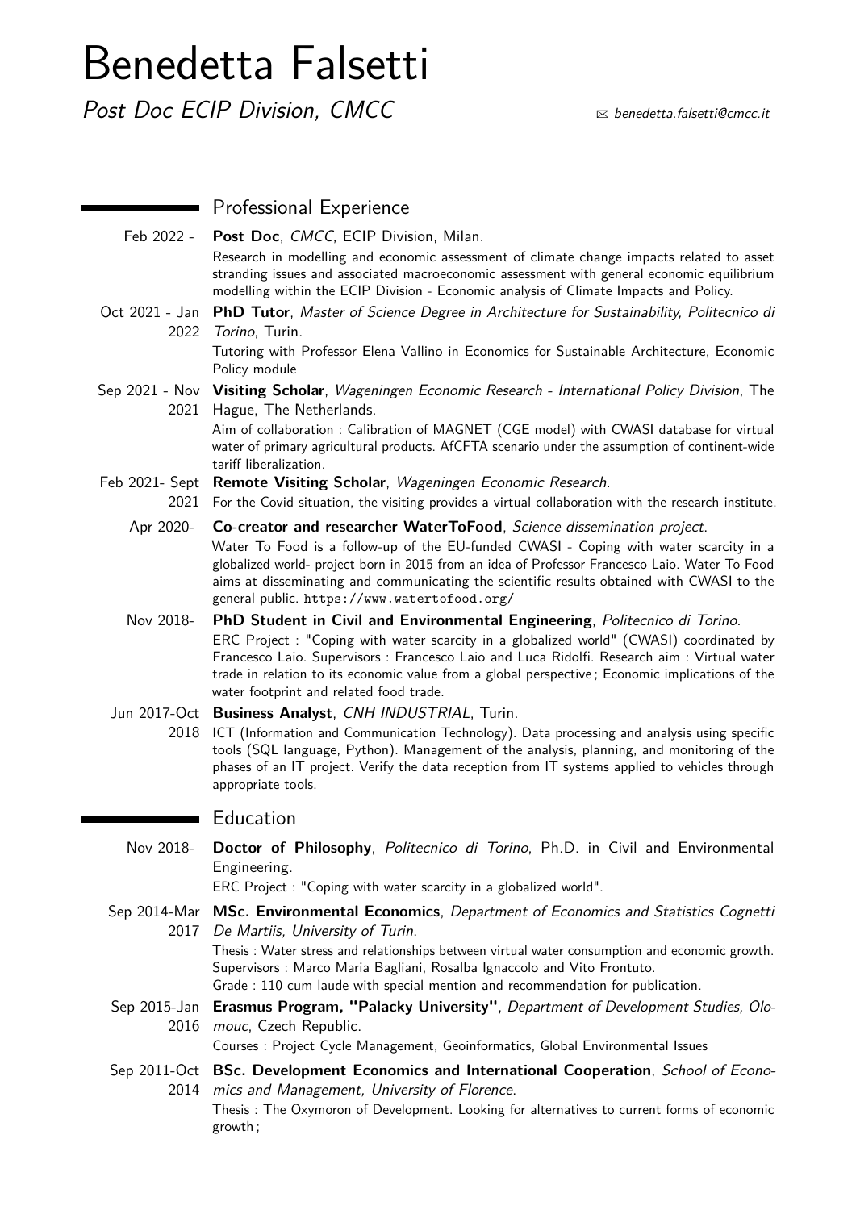# Benedetta Falsetti

*Post Doc ECIP Division, CMCC*

✉ *benedetta.falsetti@cmcc.it*

## Professional Experience

Feb 2022 - **Post Doc**, *CMCC*, ECIP Division, Milan.
Research in modelling and economic assessment of climate change impacts related to asset stranding issues and associated macroeconomic assessment with general economic equilibrium modelling within the ECIP Division - Economic analysis of Climate Impacts and Policy.

Oct 2021 - Jan 2022 **PhD Tutor**, *Master of Science Degree in Architecture for Sustainability, Politecnico di Torino*, Turin.
Tutoring with Professor Elena Vallino in Economics for Sustainable Architecture, Economic Policy module

Sep 2021 - Nov 2021 **Visiting Scholar**, *Wageningen Economic Research - International Policy Division*, The Hague, The Netherlands.
Aim of collaboration : Calibration of MAGNET (CGE model) with CWASI database for virtual water of primary agricultural products. AfCFTA scenario under the assumption of continent-wide tariff liberalization.

Feb 2021- Sept 2021 **Remote Visiting Scholar**, *Wageningen Economic Research*.
For the Covid situation, the visiting provides a virtual collaboration with the research institute.

Apr 2020- **Co-creator and researcher WaterToFood**, *Science dissemination project*.
Water To Food is a follow-up of the EU-funded CWASI - Coping with water scarcity in a globalized world- project born in 2015 from an idea of Professor Francesco Laio. Water To Food aims at disseminating and communicating the scientific results obtained with CWASI to the general public. https://www.watertofood.org/

Nov 2018- **PhD Student in Civil and Environmental Engineering**, *Politecnico di Torino*.
ERC Project : "Coping with water scarcity in a globalized world" (CWASI) coordinated by Francesco Laio. Supervisors : Francesco Laio and Luca Ridolfi. Research aim : Virtual water trade in relation to its economic value from a global perspective ; Economic implications of the water footprint and related food trade.

Jun 2017-Oct 2018 **Business Analyst**, *CNH INDUSTRIAL*, Turin.
ICT (Information and Communication Technology). Data processing and analysis using specific tools (SQL language, Python). Management of the analysis, planning, and monitoring of the phases of an IT project. Verify the data reception from IT systems applied to vehicles through appropriate tools.

## Education

Nov 2018- **Doctor of Philosophy**, *Politecnico di Torino*, Ph.D. in Civil and Environmental Engineering.
ERC Project : "Coping with water scarcity in a globalized world".

Sep 2014-Mar 2017 **MSc. Environmental Economics**, *Department of Economics and Statistics Cognetti De Martiis, University of Turin*.
Thesis : Water stress and relationships between virtual water consumption and economic growth.
Supervisors : Marco Maria Bagliani, Rosalba Ignaccolo and Vito Frontuto.
Grade : 110 cum laude with special mention and recommendation for publication.

Sep 2015-Jan 2016 **Erasmus Program, "Palacky University"**, *Department of Development Studies, Olomouc*, Czech Republic.
Courses : Project Cycle Management, Geoinformatics, Global Environmental Issues

Sep 2011-Oct 2014 **BSc. Development Economics and International Cooperation**, *School of Economics and Management, University of Florence*.
Thesis : The Oxymoron of Development. Looking for alternatives to current forms of economic growth ;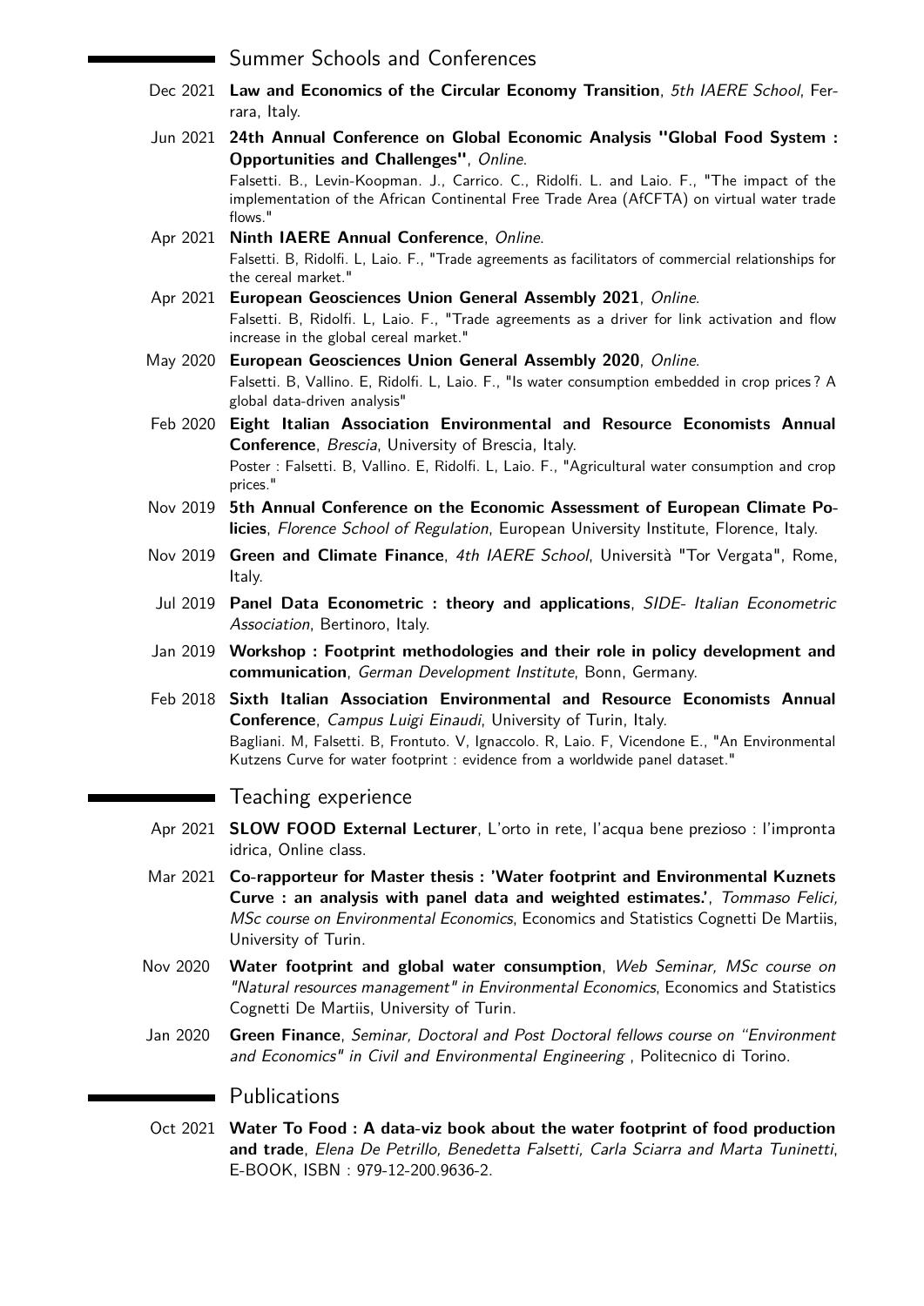## Summer Schools and Conferences

- Dec 2021 **Law and Economics of the Circular Economy Transition**, *5th IAERE School*, Ferrara, Italy.
- Jun 2021 **24th Annual Conference on Global Economic Analysis "Global Food System : Opportunities and Challenges"**, *Online*.
  Falsetti. B., Levin-Koopman. J., Carrico. C., Ridolfi. L. and Laio. F., "The impact of the implementation of the African Continental Free Trade Area (AfCFTA) on virtual water trade flows."
- Apr 2021 **Ninth IAERE Annual Conference**, *Online*.
  Falsetti. B, Ridolfi. L, Laio. F., "Trade agreements as facilitators of commercial relationships for the cereal market."
- Apr 2021 **European Geosciences Union General Assembly 2021**, *Online*.
  Falsetti. B, Ridolfi. L, Laio. F., "Trade agreements as a driver for link activation and flow increase in the global cereal market."
- May 2020 **European Geosciences Union General Assembly 2020**, *Online*.
  Falsetti. B, Vallino. E, Ridolfi. L, Laio. F., "Is water consumption embedded in crop prices ? A global data-driven analysis"
- Feb 2020 **Eight Italian Association Environmental and Resource Economists Annual Conference**, *Brescia*, University of Brescia, Italy.
  Poster : Falsetti. B, Vallino. E, Ridolfi. L, Laio. F., "Agricultural water consumption and crop prices."
- Nov 2019 **5th Annual Conference on the Economic Assessment of European Climate Policies**, *Florence School of Regulation*, European University Institute, Florence, Italy.
- Nov 2019 **Green and Climate Finance**, *4th IAERE School*, Università "Tor Vergata", Rome, Italy.
- Jul 2019 **Panel Data Econometric : theory and applications**, *SIDE- Italian Econometric Association*, Bertinoro, Italy.
- Jan 2019 **Workshop : Footprint methodologies and their role in policy development and communication**, *German Development Institute*, Bonn, Germany.
- Feb 2018 **Sixth Italian Association Environmental and Resource Economists Annual Conference**, *Campus Luigi Einaudi*, University of Turin, Italy.
  Bagliani. M, Falsetti. B, Frontuto. V, Ignaccolo. R, Laio. F, Vicendone E., "An Environmental Kutzens Curve for water footprint : evidence from a worldwide panel dataset."

## Teaching experience

- Apr 2021 **SLOW FOOD External Lecturer**, L'orto in rete, l'acqua bene prezioso : l'impronta idrica, Online class.
- Mar 2021 **Co-rapporteur for Master thesis : 'Water footprint and Environmental Kuznets Curve : an analysis with panel data and weighted estimates.'**, *Tommaso Felici, MSc course on Environmental Economics*, Economics and Statistics Cognetti De Martiis, University of Turin.
- Nov 2020 **Water footprint and global water consumption**, *Web Seminar, MSc course on "Natural resources management" in Environmental Economics*, Economics and Statistics Cognetti De Martiis, University of Turin.
- Jan 2020 **Green Finance**, *Seminar, Doctoral and Post Doctoral fellows course on "Environment and Economics" in Civil and Environmental Engineering* , Politecnico di Torino.

## Publications

- Oct 2021 **Water To Food : A data-viz book about the water footprint of food production and trade**, *Elena De Petrillo, Benedetta Falsetti, Carla Sciarra and Marta Tuninetti*, E-BOOK, ISBN : 979-12-200.9636-2.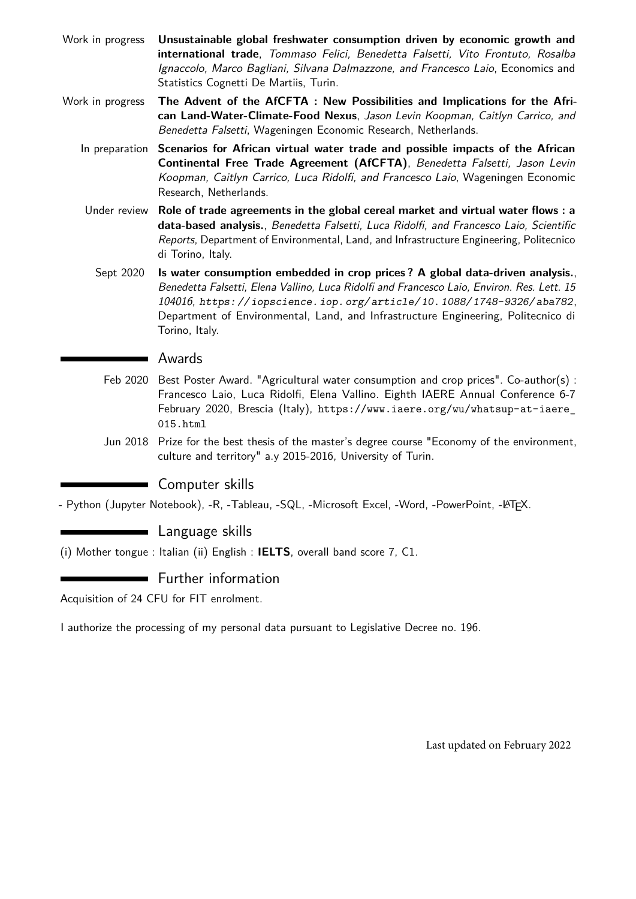Work in progress **Unsustainable global freshwater consumption driven by economic growth and international trade**, *Tommaso Felici, Benedetta Falsetti, Vito Frontuto, Rosalba Ignaccolo, Marco Bagliani, Silvana Dalmazzone, and Francesco Laio*, Economics and Statistics Cognetti De Martiis, Turin.

Work in progress **The Advent of the AfCFTA : New Possibilities and Implications for the African Land-Water-Climate-Food Nexus**, *Jason Levin Koopman, Caitlyn Carrico, and Benedetta Falsetti*, Wageningen Economic Research, Netherlands.

In preparation **Scenarios for African virtual water trade and possible impacts of the African Continental Free Trade Agreement (AfCFTA)**, *Benedetta Falsetti, Jason Levin Koopman, Caitlyn Carrico, Luca Ridolfi, and Francesco Laio*, Wageningen Economic Research, Netherlands.

Under review **Role of trade agreements in the global cereal market and virtual water flows : a data-based analysis.**, *Benedetta Falsetti, Luca Ridolfi, and Francesco Laio, Scientific Reports*, Department of Environmental, Land, and Infrastructure Engineering, Politecnico di Torino, Italy.

Sept 2020 **Is water consumption embedded in crop prices ? A global data-driven analysis.**, *Benedetta Falsetti, Elena Vallino, Luca Ridolfi and Francesco Laio, Environ. Res. Lett. 15 104016,* `https://iopscience.iop.org/article/10.1088/1748-9326/aba782`, Department of Environmental, Land, and Infrastructure Engineering, Politecnico di Torino, Italy.

## Awards

Feb 2020 Best Poster Award. "Agricultural water consumption and crop prices". Co-author(s) : Francesco Laio, Luca Ridolfi, Elena Vallino. Eighth IAERE Annual Conference 6-7 February 2020, Brescia (Italy), `https://www.iaere.org/wu/whatsup-at-iaere_015.html`

Jun 2018 Prize for the best thesis of the master's degree course "Economy of the environment, culture and territory" a.y 2015-2016, University of Turin.

## Computer skills

- Python (Jupyter Notebook), -R, -Tableau, -SQL, -Microsoft Excel, -Word, -PowerPoint, -LaTeX.

## Language skills

(i) Mother tongue : Italian (ii) English : **IELTS**, overall band score 7, C1.

## Further information

Acquisition of 24 CFU for FIT enrolment.

I authorize the processing of my personal data pursuant to Legislative Decree no. 196.

Last updated on February 2022